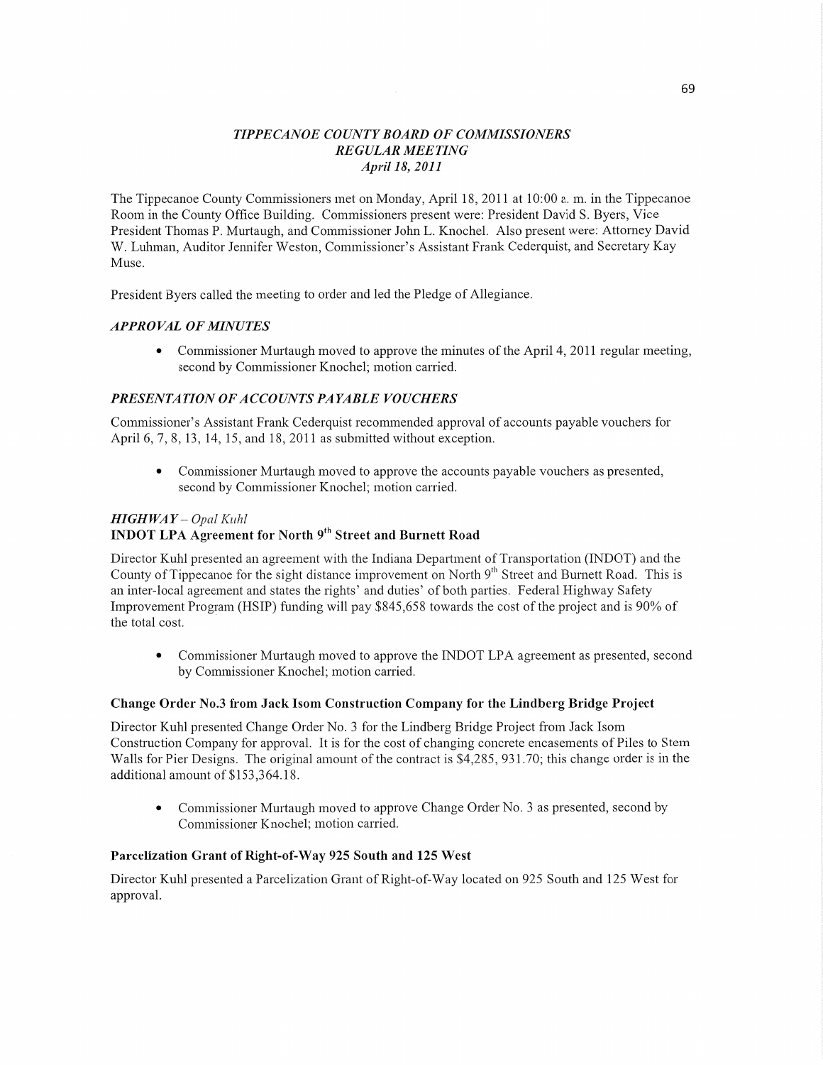*TIPPECANOE COUNTY BOARD OF COMMISSIONERS*
*REGULAR MEETING*
*April 18, 2011*

The Tippecanoe County Commissioners met on Monday, April 18, 2011 at 10:00 a. m. in the Tippecanoe Room in the County Office Building. Commissioners present were: President David S. Byers, Vice President Thomas P. Murtaugh, and Commissioner John L. Knochel. Also present were: Attorney David W. Luhman, Auditor Jennifer Weston, Commissioner's Assistant Frank Cederquist, and Secretary Kay Muse.

President Byers called the meeting to order and led the Pledge of Allegiance.

### *APPROVAL OF MINUTES*

- Commissioner Murtaugh moved to approve the minutes of the April 4, 2011 regular meeting, second by Commissioner Knochel; motion carried.

### *PRESENTATION OF ACCOUNTS PAYABLE VOUCHERS*

Commissioner's Assistant Frank Cederquist recommended approval of accounts payable vouchers for April 6, 7, 8, 13, 14, 15, and 18, 2011 as submitted without exception.

- Commissioner Murtaugh moved to approve the accounts payable vouchers as presented, second by Commissioner Knochel; motion carried.

### *HIGHWAY – Opal Kuhl*

#### INDOT LPA Agreement for North 9th Street and Burnett Road

Director Kuhl presented an agreement with the Indiana Department of Transportation (INDOT) and the County of Tippecanoe for the sight distance improvement on North 9th Street and Burnett Road. This is an inter-local agreement and states the rights' and duties' of both parties. Federal Highway Safety Improvement Program (HSIP) funding will pay $845,658 towards the cost of the project and is 90% of the total cost.

- Commissioner Murtaugh moved to approve the INDOT LPA agreement as presented, second by Commissioner Knochel; motion carried.

#### Change Order No.3 from Jack Isom Construction Company for the Lindberg Bridge Project

Director Kuhl presented Change Order No. 3 for the Lindberg Bridge Project from Jack Isom Construction Company for approval. It is for the cost of changing concrete encasements of Piles to Stem Walls for Pier Designs. The original amount of the contract is $4,285, 931.70; this change order is in the additional amount of $153,364.18.

- Commissioner Murtaugh moved to approve Change Order No. 3 as presented, second by Commissioner Knochel; motion carried.

#### Parcelization Grant of Right-of-Way 925 South and 125 West

Director Kuhl presented a Parcelization Grant of Right-of-Way located on 925 South and 125 West for approval.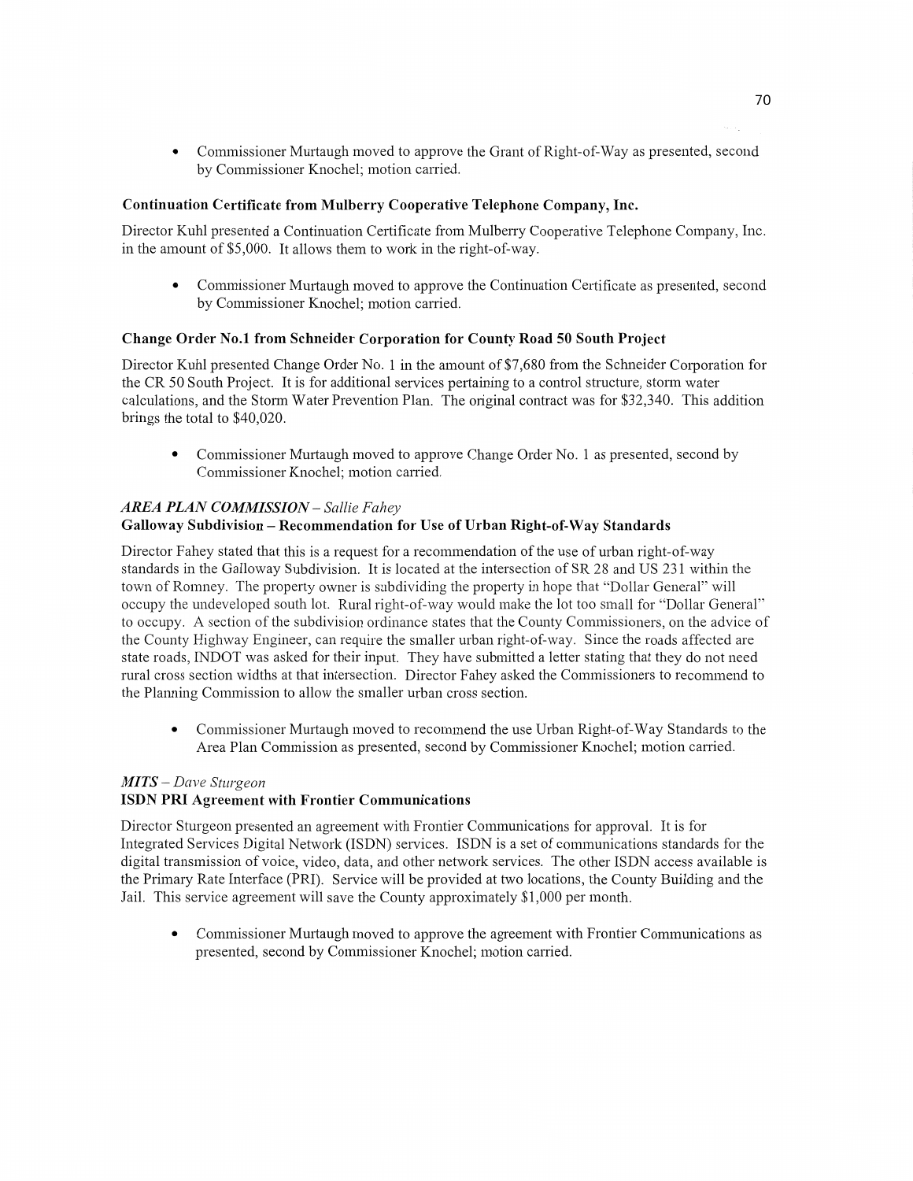- Commissioner Murtaugh moved to approve the Grant of Right-of-Way as presented, second by Commissioner Knochel; motion carried.

### Continuation Certificate from Mulberry Cooperative Telephone Company, Inc.

Director Kuhl presented a Continuation Certificate from Mulberry Cooperative Telephone Company, Inc. in the amount of $5,000. It allows them to work in the right-of-way.

- Commissioner Murtaugh moved to approve the Continuation Certificate as presented, second by Commissioner Knochel; motion carried.

### Change Order No.1 from Schneider Corporation for County Road 50 South Project

Director Kuhl presented Change Order No. 1 in the amount of $7,680 from the Schneider Corporation for the CR 50 South Project. It is for additional services pertaining to a control structure, storm water calculations, and the Storm Water Prevention Plan. The original contract was for $32,340. This addition brings the total to $40,020.

- Commissioner Murtaugh moved to approve Change Order No. 1 as presented, second by Commissioner Knochel; motion carried.

***AREA PLAN COMMISSION** – Sallie Fahey*

### Galloway Subdivision – Recommendation for Use of Urban Right-of-Way Standards

Director Fahey stated that this is a request for a recommendation of the use of urban right-of-way standards in the Galloway Subdivision. It is located at the intersection of SR 28 and US 231 within the town of Romney. The property owner is subdividing the property in hope that "Dollar General" will occupy the undeveloped south lot. Rural right-of-way would make the lot too small for "Dollar General" to occupy. A section of the subdivision ordinance states that the County Commissioners, on the advice of the County Highway Engineer, can require the smaller urban right-of-way. Since the roads affected are state roads, INDOT was asked for their input. They have submitted a letter stating that they do not need rural cross section widths at that intersection. Director Fahey asked the Commissioners to recommend to the Planning Commission to allow the smaller urban cross section.

- Commissioner Murtaugh moved to recommend the use Urban Right-of-Way Standards to the Area Plan Commission as presented, second by Commissioner Knochel; motion carried.

***MITS** – Dave Sturgeon*

### ISDN PRI Agreement with Frontier Communications

Director Sturgeon presented an agreement with Frontier Communications for approval. It is for Integrated Services Digital Network (ISDN) services. ISDN is a set of communications standards for the digital transmission of voice, video, data, and other network services. The other ISDN access available is the Primary Rate Interface (PRI). Service will be provided at two locations, the County Building and the Jail. This service agreement will save the County approximately $1,000 per month.

- Commissioner Murtaugh moved to approve the agreement with Frontier Communications as presented, second by Commissioner Knochel; motion carried.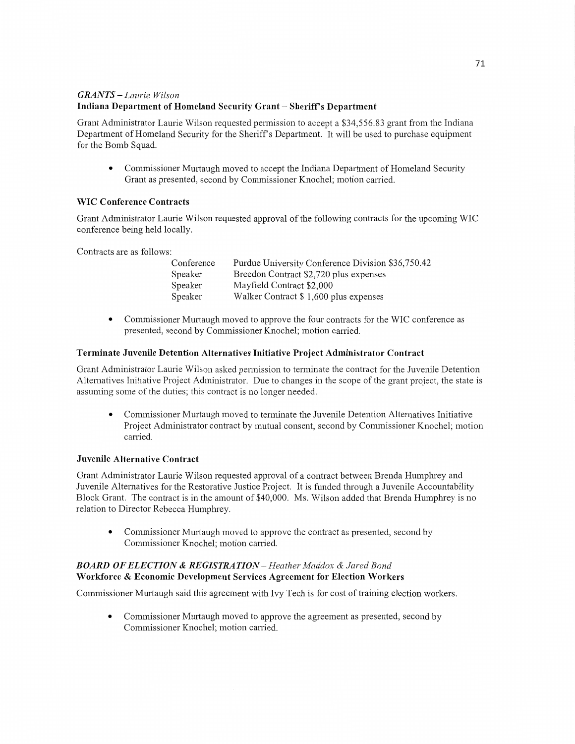***GRANTS** – Laurie Wilson*

**Indiana Department of Homeland Security Grant – Sheriff's Department**

Grant Administrator Laurie Wilson requested permission to accept a $34,556.83 grant from the Indiana Department of Homeland Security for the Sheriff's Department. It will be used to purchase equipment for the Bomb Squad.

- Commissioner Murtaugh moved to accept the Indiana Department of Homeland Security Grant as presented, second by Commissioner Knochel; motion carried.

**WIC Conference Contracts**

Grant Administrator Laurie Wilson requested approval of the following contracts for the upcoming WIC conference being held locally.

Contracts are as follows:

| | |
|---|---|
| Conference | Purdue University Conference Division $36,750.42 |
| Speaker | Breedon Contract $2,720 plus expenses |
| Speaker | Mayfield Contract $2,000 |
| Speaker | Walker Contract $ 1,600 plus expenses |

- Commissioner Murtaugh moved to approve the four contracts for the WIC conference as presented, second by Commissioner Knochel; motion carried.

**Terminate Juvenile Detention Alternatives Initiative Project Administrator Contract**

Grant Administrator Laurie Wilson asked permission to terminate the contract for the Juvenile Detention Alternatives Initiative Project Administrator. Due to changes in the scope of the grant project, the state is assuming some of the duties; this contract is no longer needed.

- Commissioner Murtaugh moved to terminate the Juvenile Detention Alternatives Initiative Project Administrator contract by mutual consent, second by Commissioner Knochel; motion carried.

**Juvenile Alternative Contract**

Grant Administrator Laurie Wilson requested approval of a contract between Brenda Humphrey and Juvenile Alternatives for the Restorative Justice Project. It is funded through a Juvenile Accountability Block Grant. The contract is in the amount of $40,000. Ms. Wilson added that Brenda Humphrey is no relation to Director Rebecca Humphrey.

- Commissioner Murtaugh moved to approve the contract as presented, second by Commissioner Knochel; motion carried.

***BOARD OF ELECTION & REGISTRATION** – Heather Maddox & Jared Bond*

**Workforce & Economic Development Services Agreement for Election Workers**

Commissioner Murtaugh said this agreement with Ivy Tech is for cost of training election workers.

- Commissioner Murtaugh moved to approve the agreement as presented, second by Commissioner Knochel; motion carried.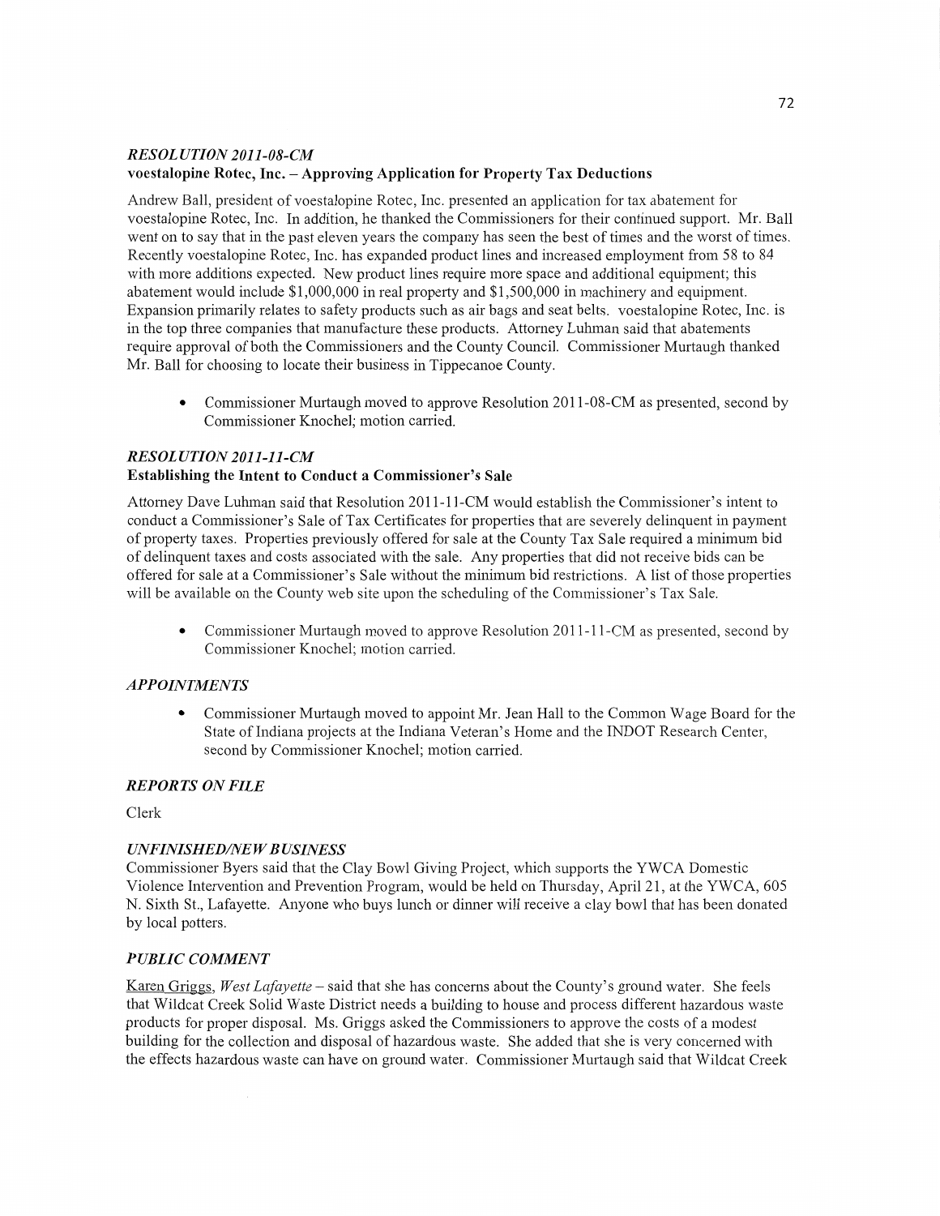### *RESOLUTION 2011-08-CM*

**voestalopine Rotec, Inc. – Approving Application for Property Tax Deductions**

Andrew Ball, president of voestalopine Rotec, Inc. presented an application for tax abatement for voestalopine Rotec, Inc. In addition, he thanked the Commissioners for their continued support. Mr. Ball went on to say that in the past eleven years the company has seen the best of times and the worst of times. Recently voestalopine Rotec, Inc. has expanded product lines and increased employment from 58 to 84 with more additions expected. New product lines require more space and additional equipment; this abatement would include $1,000,000 in real property and $1,500,000 in machinery and equipment. Expansion primarily relates to safety products such as air bags and seat belts. voestalopine Rotec, Inc. is in the top three companies that manufacture these products. Attorney Luhman said that abatements require approval of both the Commissioners and the County Council. Commissioner Murtaugh thanked Mr. Ball for choosing to locate their business in Tippecanoe County.

- Commissioner Murtaugh moved to approve Resolution 2011-08-CM as presented, second by Commissioner Knochel; motion carried.

### *RESOLUTION 2011-11-CM*

**Establishing the Intent to Conduct a Commissioner's Sale**

Attorney Dave Luhman said that Resolution 2011-11-CM would establish the Commissioner's intent to conduct a Commissioner's Sale of Tax Certificates for properties that are severely delinquent in payment of property taxes. Properties previously offered for sale at the County Tax Sale required a minimum bid of delinquent taxes and costs associated with the sale. Any properties that did not receive bids can be offered for sale at a Commissioner's Sale without the minimum bid restrictions. A list of those properties will be available on the County web site upon the scheduling of the Commissioner's Tax Sale.

- Commissioner Murtaugh moved to approve Resolution 2011-11-CM as presented, second by Commissioner Knochel; motion carried.

### *APPOINTMENTS*

- Commissioner Murtaugh moved to appoint Mr. Jean Hall to the Common Wage Board for the State of Indiana projects at the Indiana Veteran's Home and the INDOT Research Center, second by Commissioner Knochel; motion carried.

### *REPORTS ON FILE*

Clerk

### *UNFINISHED/NEW BUSINESS*

Commissioner Byers said that the Clay Bowl Giving Project, which supports the YWCA Domestic Violence Intervention and Prevention Program, would be held on Thursday, April 21, at the YWCA, 605 N. Sixth St., Lafayette. Anyone who buys lunch or dinner will receive a clay bowl that has been donated by local potters.

### *PUBLIC COMMENT*

Karen Griggs, *West Lafayette* – said that she has concerns about the County's ground water. She feels that Wildcat Creek Solid Waste District needs a building to house and process different hazardous waste products for proper disposal. Ms. Griggs asked the Commissioners to approve the costs of a modest building for the collection and disposal of hazardous waste. She added that she is very concerned with the effects hazardous waste can have on ground water. Commissioner Murtaugh said that Wildcat Creek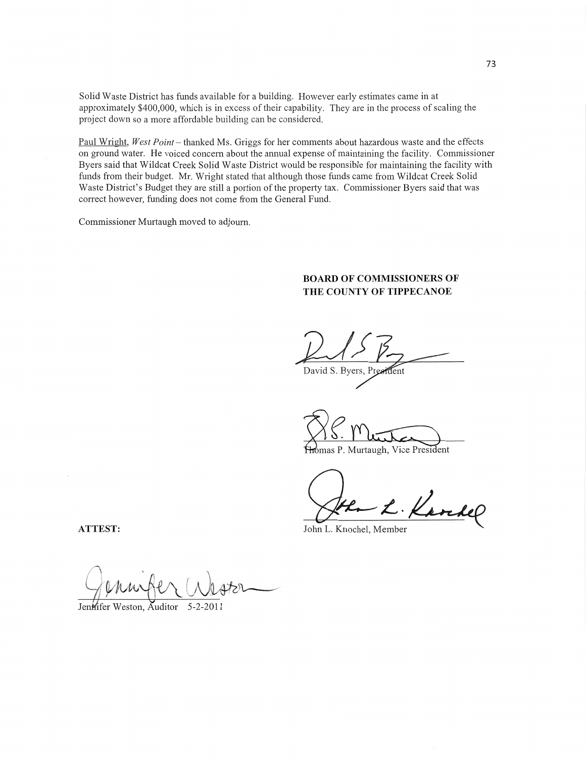Solid Waste District has funds available for a building. However early estimates came in at approximately $400,000, which is in excess of their capability. They are in the process of scaling the project down so a more affordable building can be considered.

Paul Wright, *West Point* – thanked Ms. Griggs for her comments about hazardous waste and the effects on ground water. He voiced concern about the annual expense of maintaining the facility. Commissioner Byers said that Wildcat Creek Solid Waste District would be responsible for maintaining the facility with funds from their budget. Mr. Wright stated that although those funds came from Wildcat Creek Solid Waste District's Budget they are still a portion of the property tax. Commissioner Byers said that was correct however, funding does not come from the General Fund.

Commissioner Murtaugh moved to adjourn.

**BOARD OF COMMISSIONERS OF THE COUNTY OF TIPPECANOE**

David S. Byers, President

Thomas P. Murtaugh, Vice President

John L. Knochel, Member

**ATTEST:**

Jennifer Weston, Auditor 5-2-2011